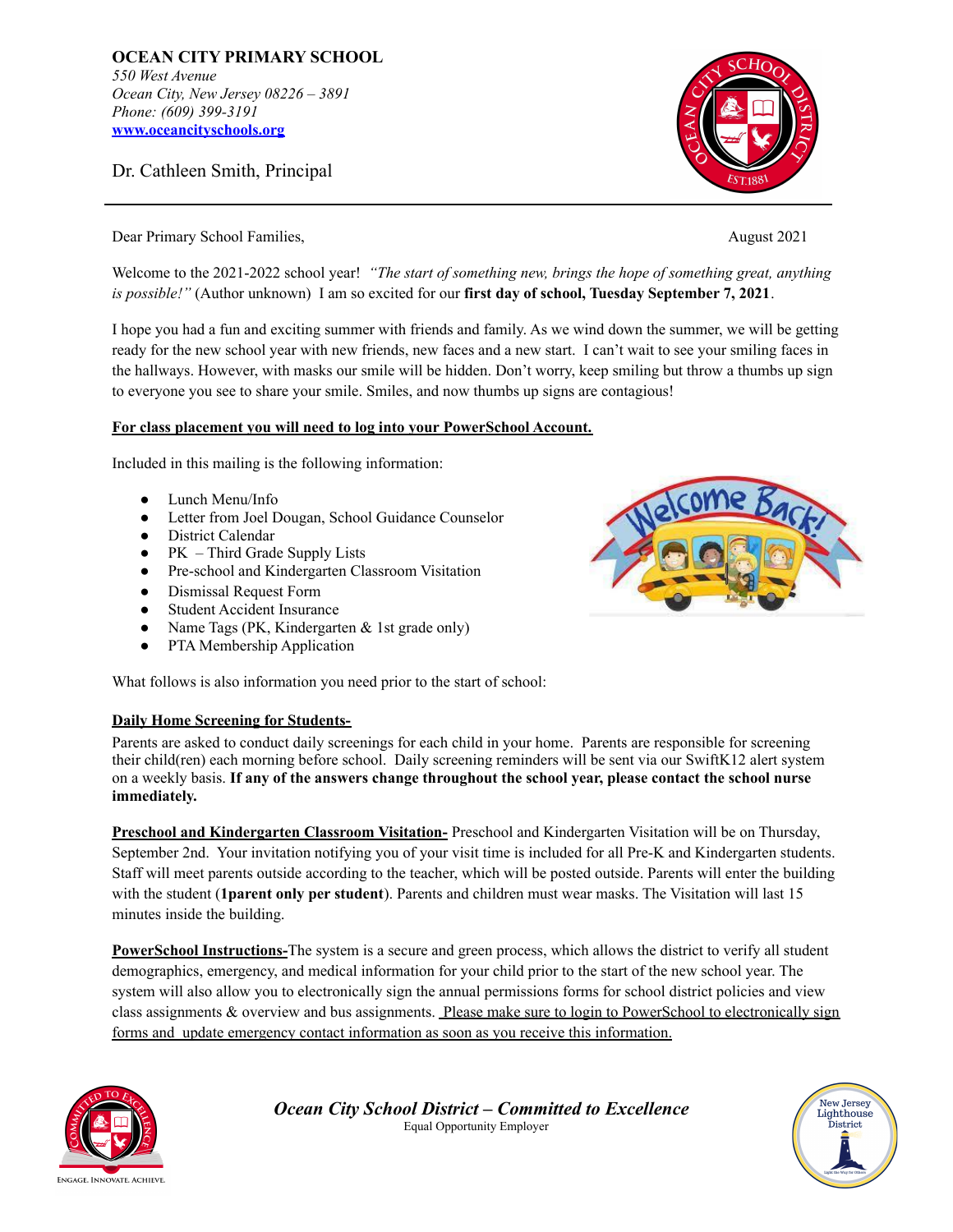**OCEAN CITY PRIMARY SCHOOL**
*550 West Avenue*
*Ocean City, New Jersey 08226 – 3891*
*Phone: (609) 399-3191*
**www.oceancityschools.org**

Dr. Cathleen Smith, Principal

---

Dear Primary School Families,

August 2021

Welcome to the 2021-2022 school year! *"The start of something new, brings the hope of something great, anything is possible!"* (Author unknown) I am so excited for our **first day of school, Tuesday September 7, 2021**.

I hope you had a fun and exciting summer with friends and family. As we wind down the summer, we will be getting ready for the new school year with new friends, new faces and a new start. I can't wait to see your smiling faces in the hallways. However, with masks our smile will be hidden. Don't worry, keep smiling but throw a thumbs up sign to everyone you see to share your smile. Smiles, and now thumbs up signs are contagious!

**For class placement you will need to log into your PowerSchool Account.**

Included in this mailing is the following information:

- Lunch Menu/Info
- Letter from Joel Dougan, School Guidance Counselor
- District Calendar
- PK – Third Grade Supply Lists
- Pre-school and Kindergarten Classroom Visitation
- Dismissal Request Form
- Student Accident Insurance
- Name Tags (PK, Kindergarten & 1st grade only)
- PTA Membership Application

What follows is also information you need prior to the start of school:

**Daily Home Screening for Students-**

Parents are asked to conduct daily screenings for each child in your home. Parents are responsible for screening their child(ren) each morning before school. Daily screening reminders will be sent via our SwiftK12 alert system on a weekly basis. **If any of the answers change throughout the school year, please contact the school nurse immediately.**

**Preschool and Kindergarten Classroom Visitation-** Preschool and Kindergarten Visitation will be on Thursday, September 2nd. Your invitation notifying you of your visit time is included for all Pre-K and Kindergarten students. Staff will meet parents outside according to the teacher, which will be posted outside. Parents will enter the building with the student (**1parent only per student**). Parents and children must wear masks. The Visitation will last 15 minutes inside the building.

**PowerSchool Instructions-**The system is a secure and green process, which allows the district to verify all student demographics, emergency, and medical information for your child prior to the start of the new school year. The system will also allow you to electronically sign the annual permissions forms for school district policies and view class assignments & overview and bus assignments. Please make sure to login to PowerSchool to electronically sign forms and update emergency contact information as soon as you receive this information.

*Ocean City School District – Committed to Excellence*
Equal Opportunity Employer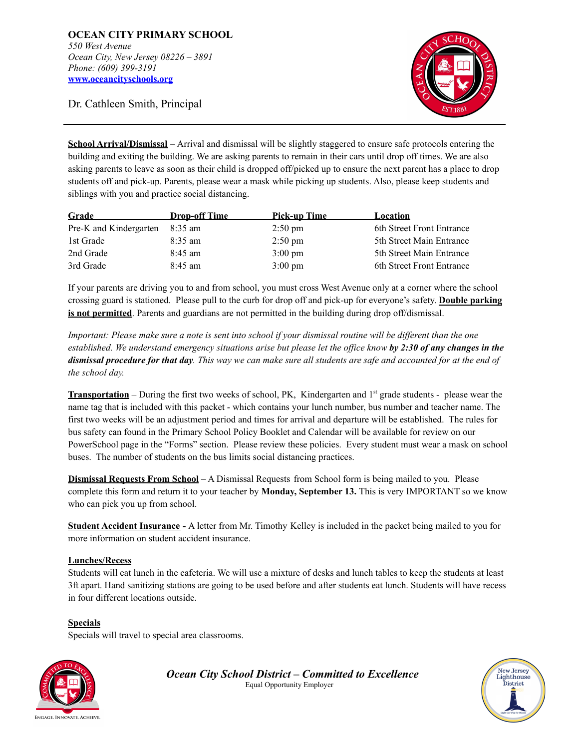**OCEAN CITY PRIMARY SCHOOL**
*550 West Avenue*
*Ocean City, New Jersey 08226 – 3891*
*Phone: (609) 399-3191*
**www.oceancityschools.org**

Dr. Cathleen Smith, Principal

---

**School Arrival/Dismissal** – Arrival and dismissal will be slightly staggered to ensure safe protocols entering the building and exiting the building. We are asking parents to remain in their cars until drop off times. We are also asking parents to leave as soon as their child is dropped off/picked up to ensure the next parent has a place to drop students off and pick-up. Parents, please wear a mask while picking up students. Also, please keep students and siblings with you and practice social distancing.

| Grade | Drop-off Time | Pick-up Time | Location |
|---|---|---|---|
| Pre-K and Kindergarten | 8:35 am | 2:50 pm | 6th Street Front Entrance |
| 1st Grade | 8:35 am | 2:50 pm | 5th Street Main Entrance |
| 2nd Grade | 8:45 am | 3:00 pm | 5th Street Main Entrance |
| 3rd Grade | 8:45 am | 3:00 pm | 6th Street Front Entrance |

If your parents are driving you to and from school, you must cross West Avenue only at a corner where the school crossing guard is stationed. Please pull to the curb for drop off and pick-up for everyone's safety. **Double parking is not permitted**. Parents and guardians are not permitted in the building during drop off/dismissal.

*Important: Please make sure a note is sent into school if your dismissal routine will be different than the one established. We understand emergency situations arise but please let the office know* ***by 2:30 of any changes in the dismissal procedure for that day****. This way we can make sure all students are safe and accounted for at the end of the school day.*

**Transportation** – During the first two weeks of school, PK, Kindergarten and 1st grade students - please wear the name tag that is included with this packet - which contains your lunch number, bus number and teacher name. The first two weeks will be an adjustment period and times for arrival and departure will be established. The rules for bus safety can found in the Primary School Policy Booklet and Calendar will be available for review on our PowerSchool page in the "Forms" section. Please review these policies. Every student must wear a mask on school buses. The number of students on the bus limits social distancing practices.

**Dismissal Requests From School** – A Dismissal Requests from School form is being mailed to you. Please complete this form and return it to your teacher by **Monday, September 13.** This is very IMPORTANT so we know who can pick you up from school.

**Student Accident Insurance -** A letter from Mr. Timothy Kelley is included in the packet being mailed to you for more information on student accident insurance.

**Lunches/Recess**
Students will eat lunch in the cafeteria. We will use a mixture of desks and lunch tables to keep the students at least 3ft apart. Hand sanitizing stations are going to be used before and after students eat lunch. Students will have recess in four different locations outside.

**Specials**
Specials will travel to special area classrooms.

***Ocean City School District – Committed to Excellence***
Equal Opportunity Employer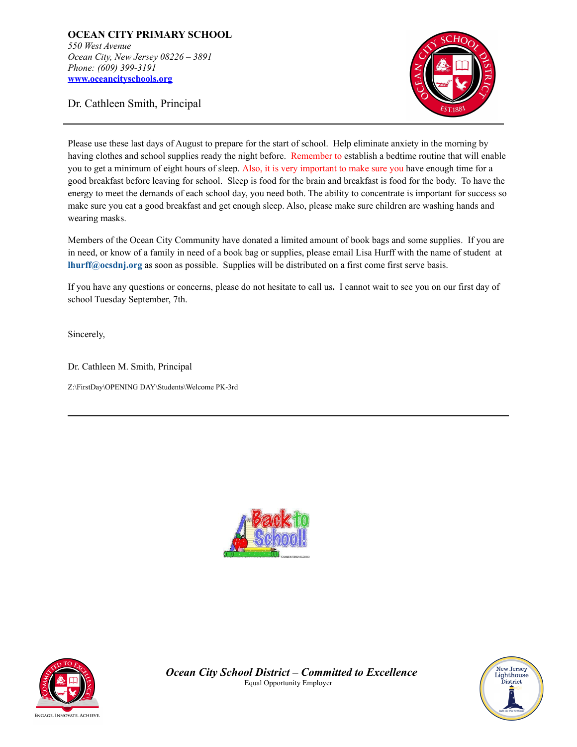**OCEAN CITY PRIMARY SCHOOL**
*550 West Avenue*
*Ocean City, New Jersey 08226 – 3891*
*Phone: (609) 399-3191*
**www.oceancityschools.org**

Dr. Cathleen Smith, Principal

---

Please use these last days of August to prepare for the start of school. Help eliminate anxiety in the morning by having clothes and school supplies ready the night before. Remember to establish a bedtime routine that will enable you to get a minimum of eight hours of sleep. Also, it is very important to make sure you have enough time for a good breakfast before leaving for school. Sleep is food for the brain and breakfast is food for the body. To have the energy to meet the demands of each school day, you need both. The ability to concentrate is important for success so make sure you eat a good breakfast and get enough sleep. Also, please make sure children are washing hands and wearing masks.

Members of the Ocean City Community have donated a limited amount of book bags and some supplies. If you are in need, or know of a family in need of a book bag or supplies, please email Lisa Hurff with the name of student at **lhurff@ocsdnj.org** as soon as possible. Supplies will be distributed on a first come first serve basis.

If you have any questions or concerns, please do not hesitate to call us**.** I cannot wait to see you on our first day of school Tuesday September, 7th.

Sincerely,

Dr. Cathleen M. Smith, Principal

Z:\FirstDay\OPENING DAY\Students\Welcome PK-3rd

---

***Ocean City School District – Committed to Excellence***
Equal Opportunity Employer